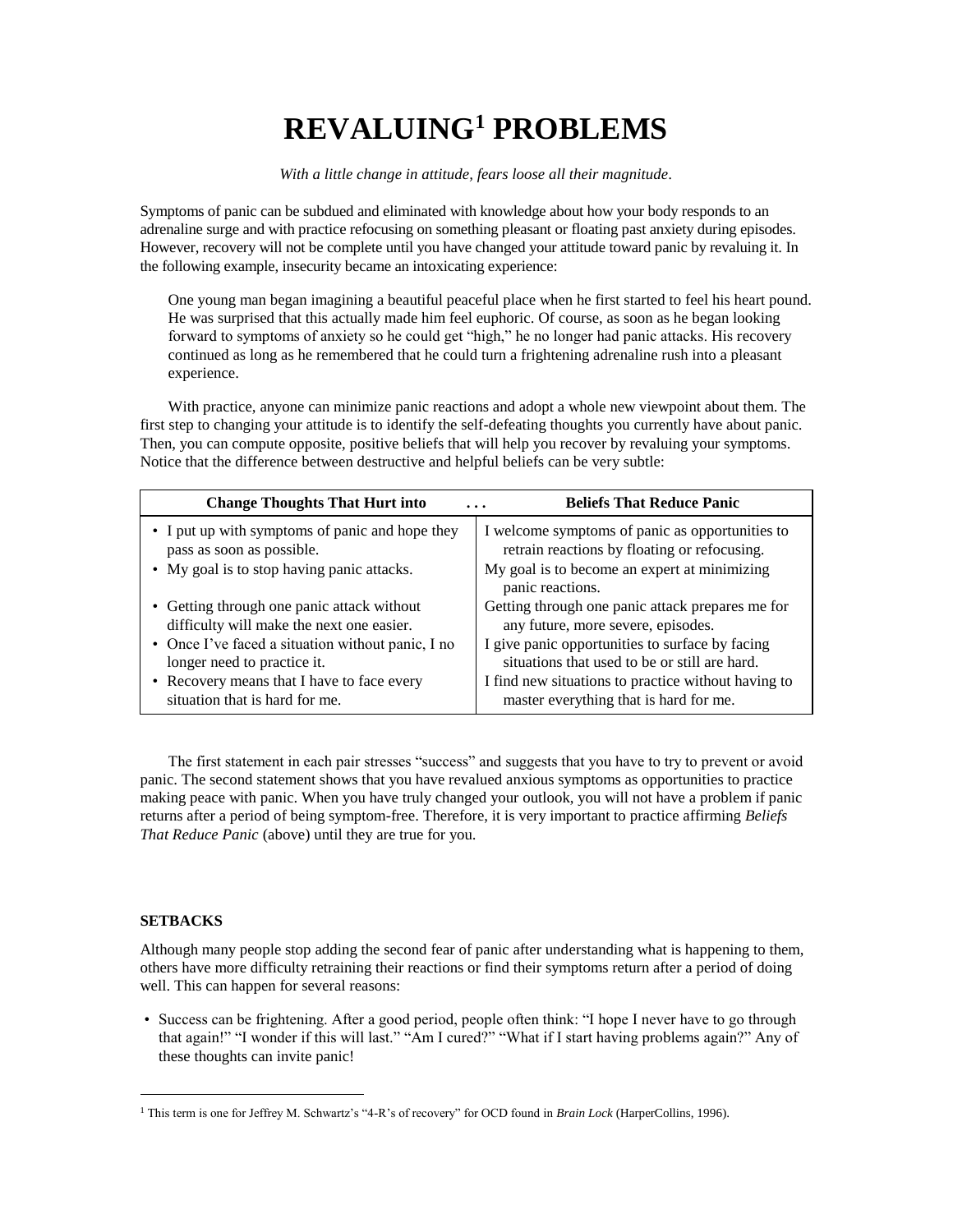# REVALUING[1] PROBLEMS

*With a little change in attitude, fears loose all their magnitude.*

Symptoms of panic can be subdued and eliminated with knowledge about how your body responds to an adrenaline surge and with practice refocusing on something pleasant or floating past anxiety during episodes. However, recovery will not be complete until you have changed your attitude toward panic by revaluing it. In the following example, insecurity became an intoxicating experience:

> One young man began imagining a beautiful peaceful place when he first started to feel his heart pound. He was surprised that this actually made him feel euphoric. Of course, as soon as he began looking forward to symptoms of anxiety so he could get "high," he no longer had panic attacks. His recovery continued as long as he remembered that he could turn a frightening adrenaline rush into a pleasant experience.

With practice, anyone can minimize panic reactions and adopt a whole new viewpoint about them. The first step to changing your attitude is to identify the self-defeating thoughts you currently have about panic. Then, you can compute opposite, positive beliefs that will help you recover by revaluing your symptoms. Notice that the difference between destructive and helpful beliefs can be very subtle:

| Change Thoughts That Hurt into . . . | Beliefs That Reduce Panic |
|---|---|
| • I put up with symptoms of panic and hope they pass as soon as possible. | I welcome symptoms of panic as opportunities to retrain reactions by floating or refocusing. |
| • My goal is to stop having panic attacks. | My goal is to become an expert at minimizing panic reactions. |
| • Getting through one panic attack without difficulty will make the next one easier. | Getting through one panic attack prepares me for any future, more severe, episodes. |
| • Once I've faced a situation without panic, I no longer need to practice it. | I give panic opportunities to surface by facing situations that used to be or still are hard. |
| • Recovery means that I have to face every situation that is hard for me. | I find new situations to practice without having to master everything that is hard for me. |

The first statement in each pair stresses "success" and suggests that you have to try to prevent or avoid panic. The second statement shows that you have revalued anxious symptoms as opportunities to practice making peace with panic. When you have truly changed your outlook, you will not have a problem if panic returns after a period of being symptom-free. Therefore, it is very important to practice affirming *Beliefs That Reduce Panic* (above) until they are true for you.

### SETBACKS

Although many people stop adding the second fear of panic after understanding what is happening to them, others have more difficulty retraining their reactions or find their symptoms return after a period of doing well. This can happen for several reasons:

- Success can be frightening. After a good period, people often think: "I hope I never have to go through that again!" "I wonder if this will last." "Am I cured?" "What if I start having problems again?" Any of these thoughts can invite panic!

[1] This term is one for Jeffrey M. Schwartz's "4-R's of recovery" for OCD found in *Brain Lock* (HarperCollins, 1996).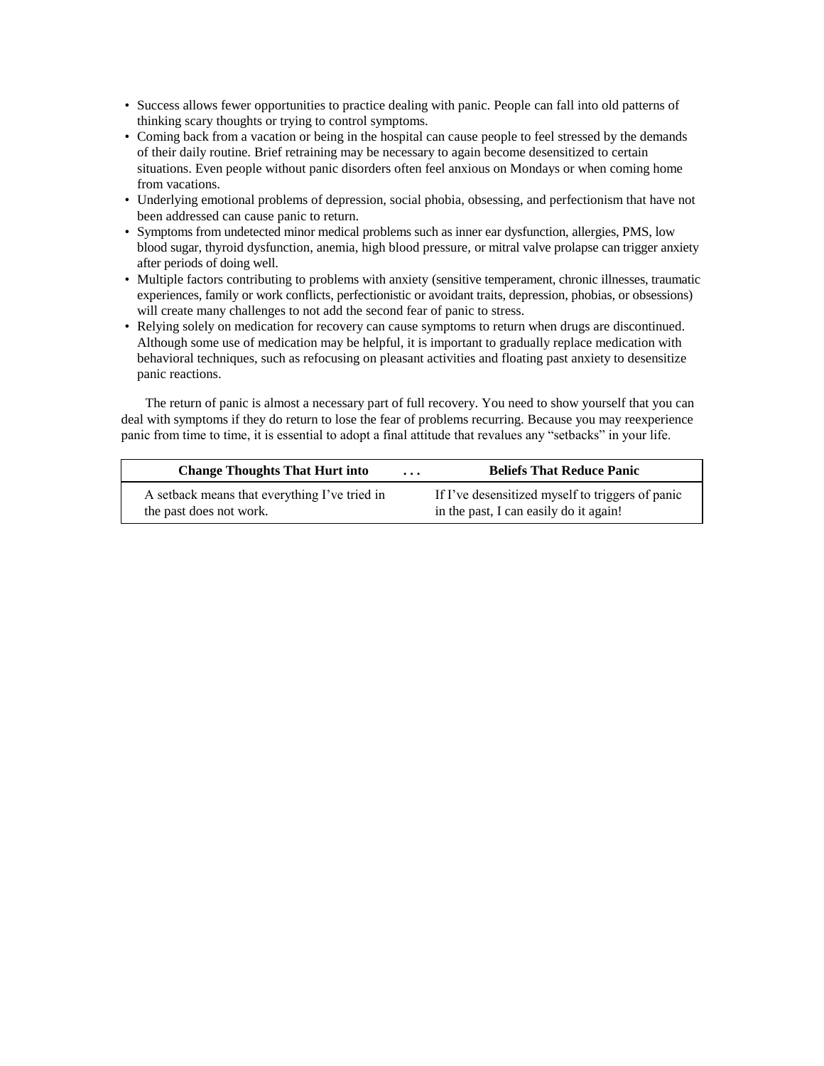- Success allows fewer opportunities to practice dealing with panic. People can fall into old patterns of thinking scary thoughts or trying to control symptoms.
- Coming back from a vacation or being in the hospital can cause people to feel stressed by the demands of their daily routine. Brief retraining may be necessary to again become desensitized to certain situations. Even people without panic disorders often feel anxious on Mondays or when coming home from vacations.
- Underlying emotional problems of depression, social phobia, obsessing, and perfectionism that have not been addressed can cause panic to return.
- Symptoms from undetected minor medical problems such as inner ear dysfunction, allergies, PMS, low blood sugar, thyroid dysfunction, anemia, high blood pressure, or mitral valve prolapse can trigger anxiety after periods of doing well.
- Multiple factors contributing to problems with anxiety (sensitive temperament, chronic illnesses, traumatic experiences, family or work conflicts, perfectionistic or avoidant traits, depression, phobias, or obsessions) will create many challenges to not add the second fear of panic to stress.
- Relying solely on medication for recovery can cause symptoms to return when drugs are discontinued. Although some use of medication may be helpful, it is important to gradually replace medication with behavioral techniques, such as refocusing on pleasant activities and floating past anxiety to desensitize panic reactions.

The return of panic is almost a necessary part of full recovery. You need to show yourself that you can deal with symptoms if they do return to lose the fear of problems recurring. Because you may reexperience panic from time to time, it is essential to adopt a final attitude that revalues any "setbacks" in your life.

| **Change Thoughts That Hurt into** | **. . .** | **Beliefs That Reduce Panic** |
|---|---|---|
| A setback means that everything I've tried in the past does not work. | | If I've desensitized myself to triggers of panic in the past, I can easily do it again! |